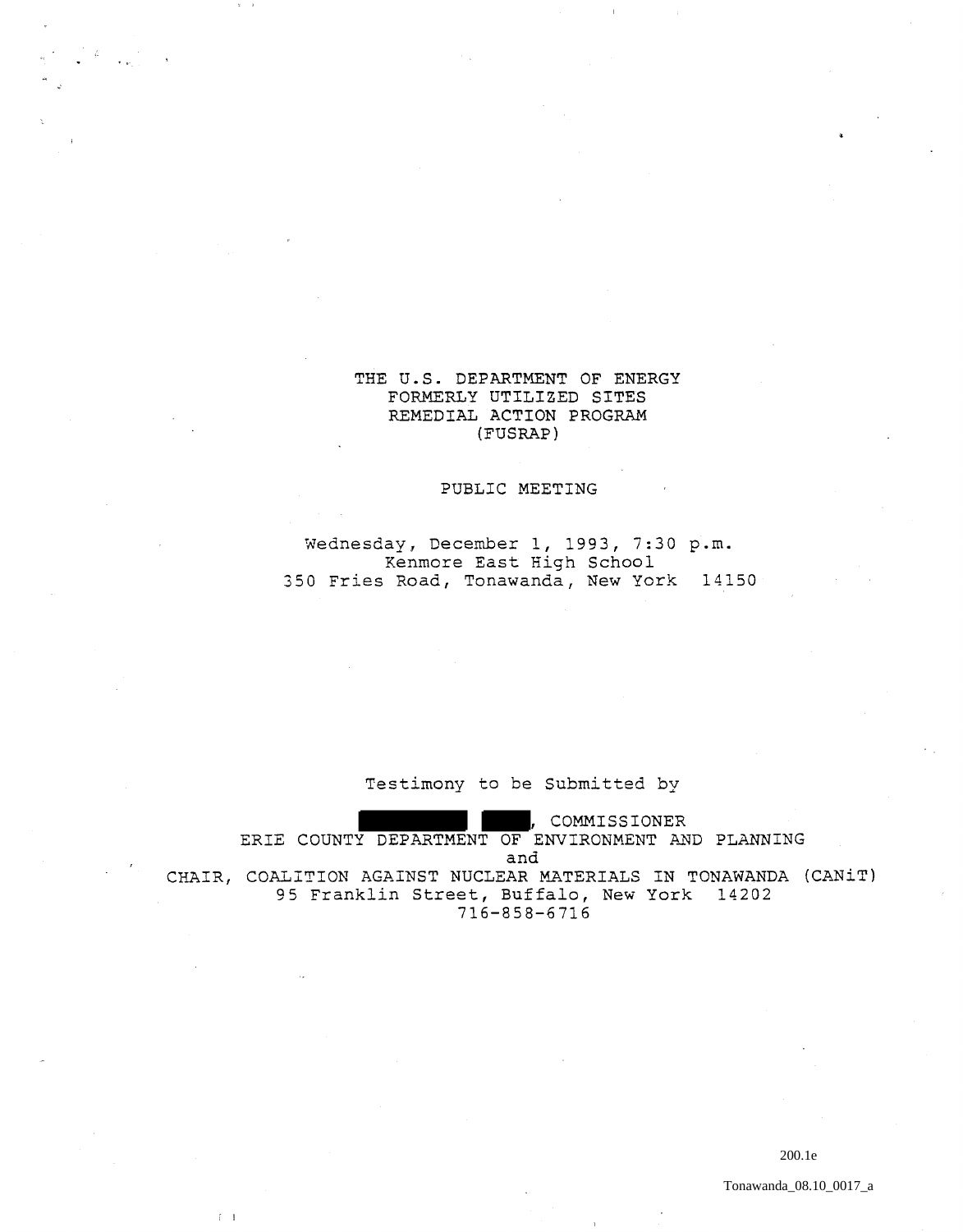THE U.S. DEPARTMENT OF ENERGY
FORMERLY UTILIZED SITES
REMEDIAL ACTION PROGRAM
(FUSRAP)

PUBLIC MEETING

Wednesday, December 1, 1993, 7:30 p.m.
Kenmore East High School
350 Fries Road, Tonawanda, New York 14150

Testimony to be Submitted by

██████ ███, COMMISSIONER
ERIE COUNTY DEPARTMENT OF ENVIRONMENT AND PLANNING
and
CHAIR, COALITION AGAINST NUCLEAR MATERIALS IN TONAWANDA (CANiT)
95 Franklin Street, Buffalo, New York 14202
716-858-6716

200.1e

Tonawanda_08.10_0017_a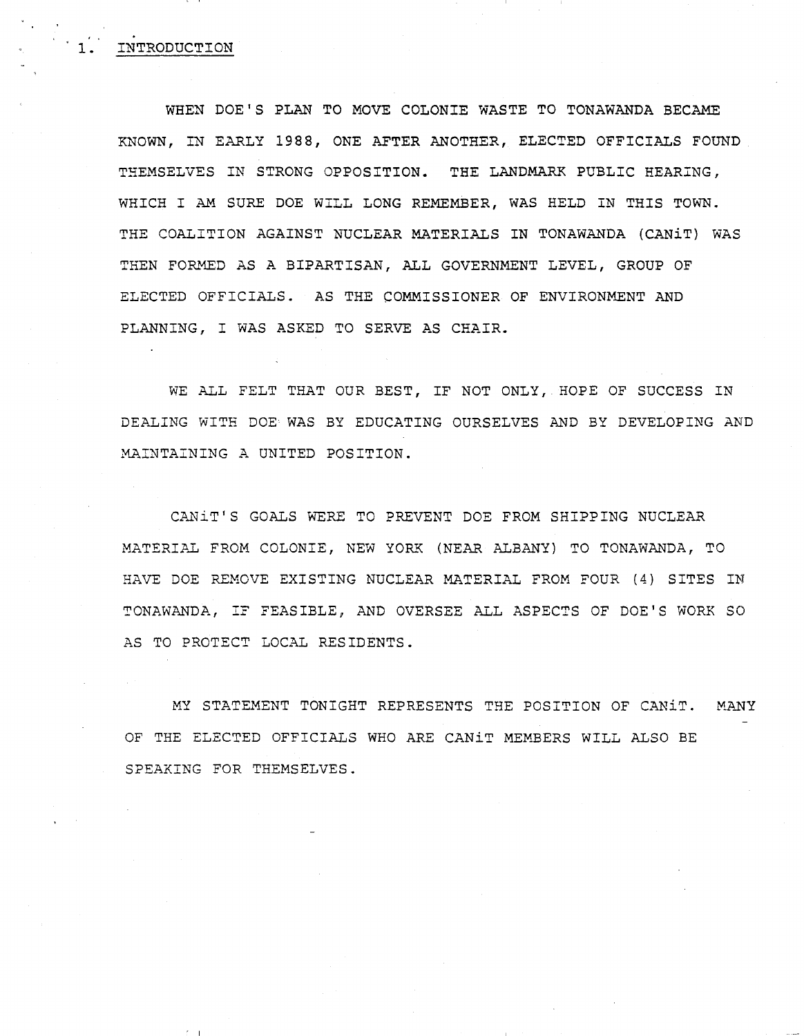## 1. INTRODUCTION

WHEN DOE'S PLAN TO MOVE COLONIE WASTE TO TONAWANDA BECAME KNOWN, IN EARLY 1988, ONE AFTER ANOTHER, ELECTED OFFICIALS FOUND THEMSELVES IN STRONG OPPOSITION. THE LANDMARK PUBLIC HEARING, WHICH I AM SURE DOE WILL LONG REMEMBER, WAS HELD IN THIS TOWN. THE COALITION AGAINST NUCLEAR MATERIALS IN TONAWANDA (CANiT) WAS THEN FORMED AS A BIPARTISAN, ALL GOVERNMENT LEVEL, GROUP OF ELECTED OFFICIALS. AS THE COMMISSIONER OF ENVIRONMENT AND PLANNING, I WAS ASKED TO SERVE AS CHAIR.

WE ALL FELT THAT OUR BEST, IF NOT ONLY, HOPE OF SUCCESS IN DEALING WITH DOE WAS BY EDUCATING OURSELVES AND BY DEVELOPING AND MAINTAINING A UNITED POSITION.

CANiT'S GOALS WERE TO PREVENT DOE FROM SHIPPING NUCLEAR MATERIAL FROM COLONIE, NEW YORK (NEAR ALBANY) TO TONAWANDA, TO HAVE DOE REMOVE EXISTING NUCLEAR MATERIAL FROM FOUR (4) SITES IN TONAWANDA, IF FEASIBLE, AND OVERSEE ALL ASPECTS OF DOE'S WORK SO AS TO PROTECT LOCAL RESIDENTS.

MY STATEMENT TONIGHT REPRESENTS THE POSITION OF CANiT. MANY OF THE ELECTED OFFICIALS WHO ARE CANiT MEMBERS WILL ALSO BE SPEAKING FOR THEMSELVES.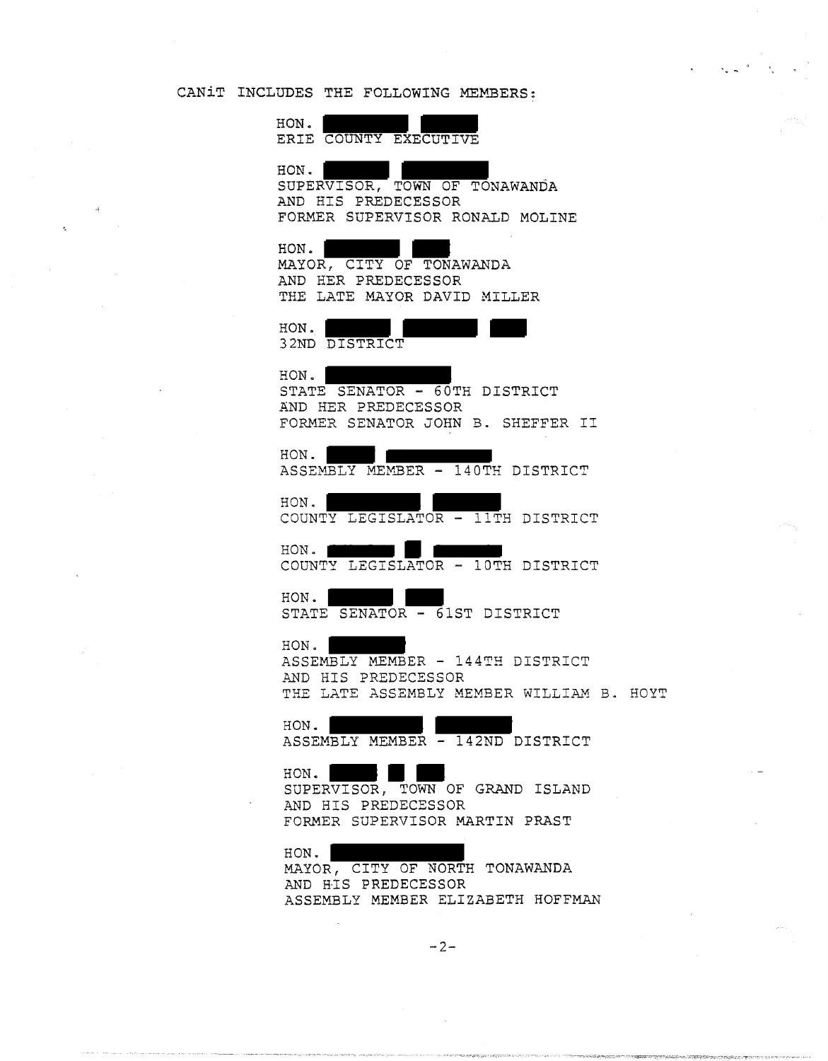CANiT INCLUDES THE FOLLOWING MEMBERS:

HON. ████ ████
ERIE COUNTY EXECUTIVE

HON. ████ ████
SUPERVISOR, TOWN OF TONAWANDA
AND HIS PREDECESSOR
FORMER SUPERVISOR RONALD MOLINE

HON. ████ ████
MAYOR, CITY OF TONAWANDA
AND HER PREDECESSOR
THE LATE MAYOR DAVID MILLER

HON. ████ ████ ████
32ND DISTRICT

HON. ████
STATE SENATOR - 60TH DISTRICT
AND HER PREDECESSOR
FORMER SENATOR JOHN B. SHEFFER II

HON. ████ ████
ASSEMBLY MEMBER - 140TH DISTRICT

HON. ████ ████
COUNTY LEGISLATOR - 11TH DISTRICT

HON. ████ ████ ████
COUNTY LEGISLATOR - 10TH DISTRICT

HON. ████ ████
STATE SENATOR - 61ST DISTRICT

HON. ████
ASSEMBLY MEMBER - 144TH DISTRICT
AND HIS PREDECESSOR
THE LATE ASSEMBLY MEMBER WILLIAM B. HOYT

HON. ████ ████
ASSEMBLY MEMBER - 142ND DISTRICT

HON. ████ ████ ████
SUPERVISOR, TOWN OF GRAND ISLAND
AND HIS PREDECESSOR
FORMER SUPERVISOR MARTIN PRAST

HON. ████
MAYOR, CITY OF NORTH TONAWANDA
AND HIS PREDECESSOR
ASSEMBLY MEMBER ELIZABETH HOFFMAN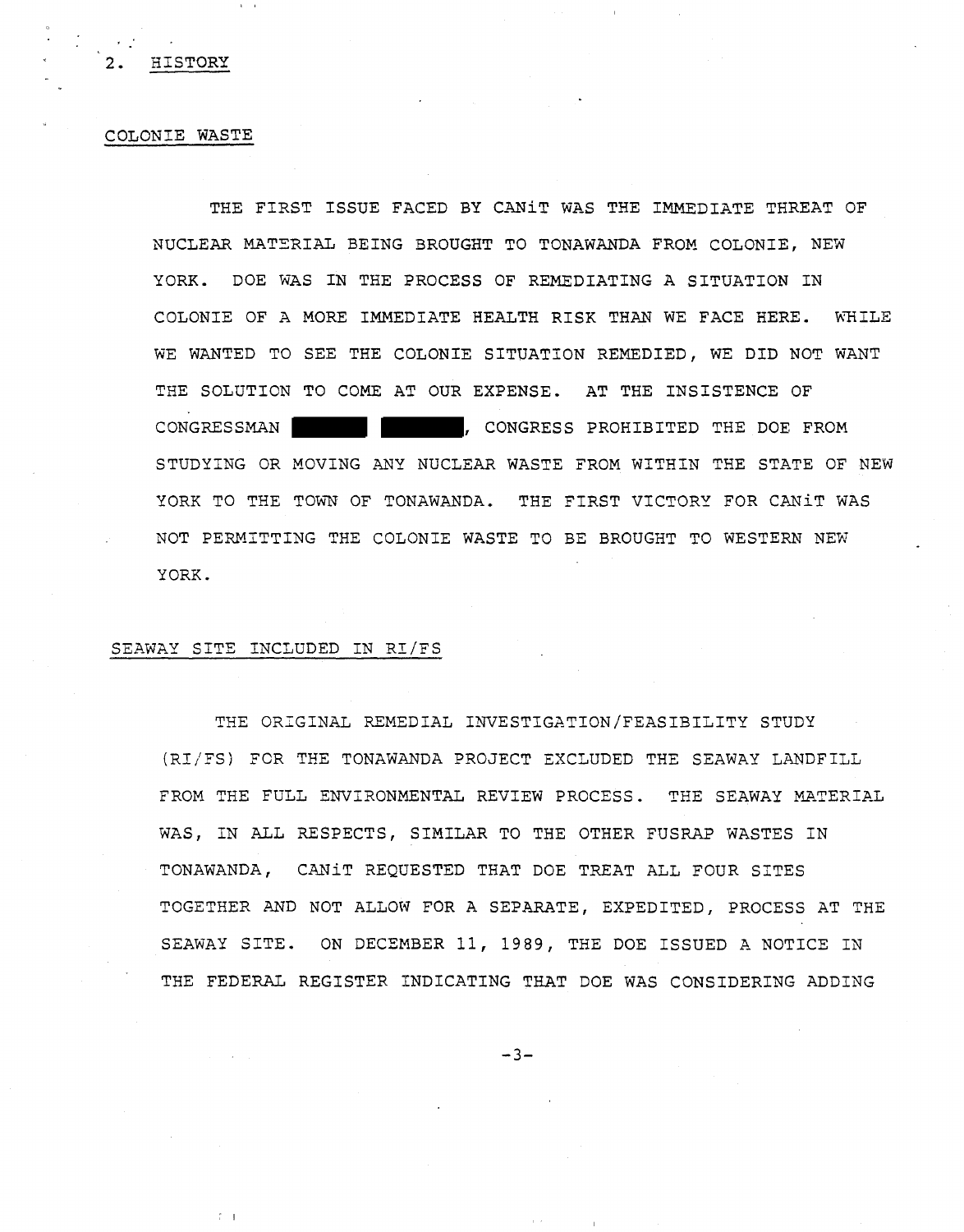## 2. HISTORY

### COLONIE WASTE

THE FIRST ISSUE FACED BY CANiT WAS THE IMMEDIATE THREAT OF NUCLEAR MATERIAL BEING BROUGHT TO TONAWANDA FROM COLONIE, NEW YORK. DOE WAS IN THE PROCESS OF REMEDIATING A SITUATION IN COLONIE OF A MORE IMMEDIATE HEALTH RISK THAN WE FACE HERE. WHILE WE WANTED TO SEE THE COLONIE SITUATION REMEDIED, WE DID NOT WANT THE SOLUTION TO COME AT OUR EXPENSE. AT THE INSISTENCE OF CONGRESSMAN ██████ ██████, CONGRESS PROHIBITED THE DOE FROM STUDYING OR MOVING ANY NUCLEAR WASTE FROM WITHIN THE STATE OF NEW YORK TO THE TOWN OF TONAWANDA. THE FIRST VICTORY FOR CANiT WAS NOT PERMITTING THE COLONIE WASTE TO BE BROUGHT TO WESTERN NEW YORK.

### SEAWAY SITE INCLUDED IN RI/FS

THE ORIGINAL REMEDIAL INVESTIGATION/FEASIBILITY STUDY (RI/FS) FOR THE TONAWANDA PROJECT EXCLUDED THE SEAWAY LANDFILL FROM THE FULL ENVIRONMENTAL REVIEW PROCESS. THE SEAWAY MATERIAL WAS, IN ALL RESPECTS, SIMILAR TO THE OTHER FUSRAP WASTES IN TONAWANDA, CANiT REQUESTED THAT DOE TREAT ALL FOUR SITES TOGETHER AND NOT ALLOW FOR A SEPARATE, EXPEDITED, PROCESS AT THE SEAWAY SITE. ON DECEMBER 11, 1989, THE DOE ISSUED A NOTICE IN THE FEDERAL REGISTER INDICATING THAT DOE WAS CONSIDERING ADDING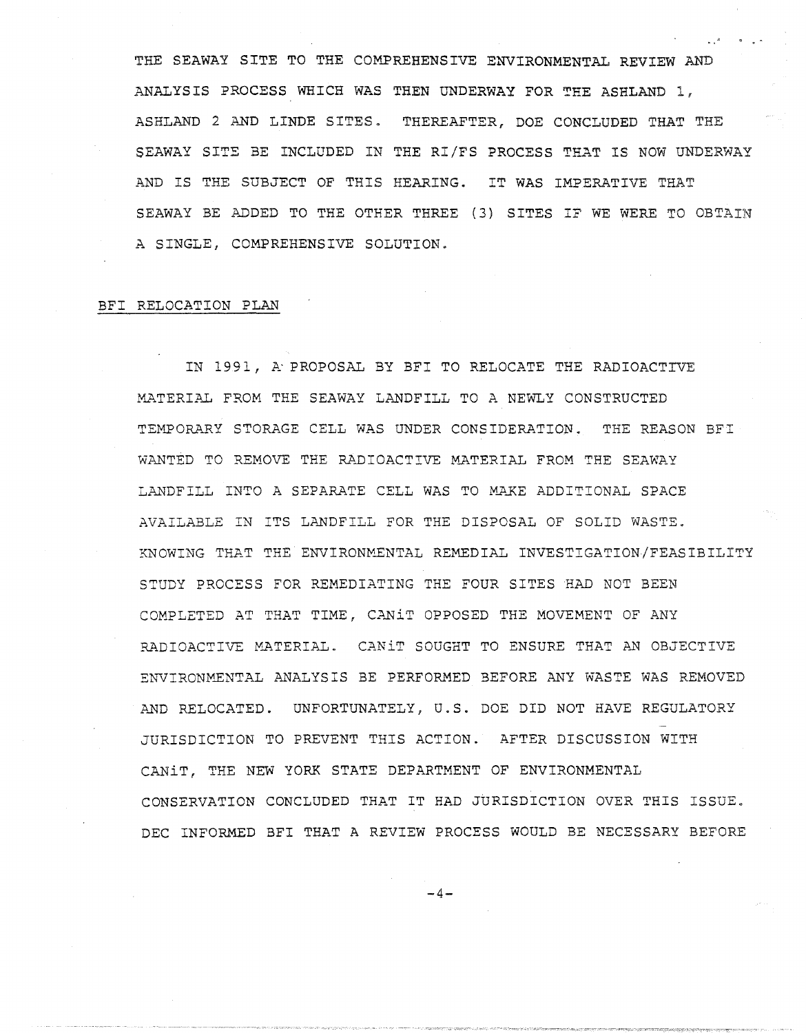THE SEAWAY SITE TO THE COMPREHENSIVE ENVIRONMENTAL REVIEW AND ANALYSIS PROCESS WHICH WAS THEN UNDERWAY FOR THE ASHLAND 1, ASHLAND 2 AND LINDE SITES. THEREAFTER, DOE CONCLUDED THAT THE SEAWAY SITE BE INCLUDED IN THE RI/FS PROCESS THAT IS NOW UNDERWAY AND IS THE SUBJECT OF THIS HEARING. IT WAS IMPERATIVE THAT SEAWAY BE ADDED TO THE OTHER THREE (3) SITES IF WE WERE TO OBTAIN A SINGLE, COMPREHENSIVE SOLUTION.

## BFI RELOCATION PLAN

IN 1991, A PROPOSAL BY BFI TO RELOCATE THE RADIOACTIVE MATERIAL FROM THE SEAWAY LANDFILL TO A NEWLY CONSTRUCTED TEMPORARY STORAGE CELL WAS UNDER CONSIDERATION. THE REASON BFI WANTED TO REMOVE THE RADIOACTIVE MATERIAL FROM THE SEAWAY LANDFILL INTO A SEPARATE CELL WAS TO MAKE ADDITIONAL SPACE AVAILABLE IN ITS LANDFILL FOR THE DISPOSAL OF SOLID WASTE. KNOWING THAT THE ENVIRONMENTAL REMEDIAL INVESTIGATION/FEASIBILITY STUDY PROCESS FOR REMEDIATING THE FOUR SITES HAD NOT BEEN COMPLETED AT THAT TIME, CANiT OPPOSED THE MOVEMENT OF ANY RADIOACTIVE MATERIAL. CANiT SOUGHT TO ENSURE THAT AN OBJECTIVE ENVIRONMENTAL ANALYSIS BE PERFORMED BEFORE ANY WASTE WAS REMOVED AND RELOCATED. UNFORTUNATELY, U.S. DOE DID NOT HAVE REGULATORY JURISDICTION TO PREVENT THIS ACTION. AFTER DISCUSSION WITH CANiT, THE NEW YORK STATE DEPARTMENT OF ENVIRONMENTAL CONSERVATION CONCLUDED THAT IT HAD JURISDICTION OVER THIS ISSUE. DEC INFORMED BFI THAT A REVIEW PROCESS WOULD BE NECESSARY BEFORE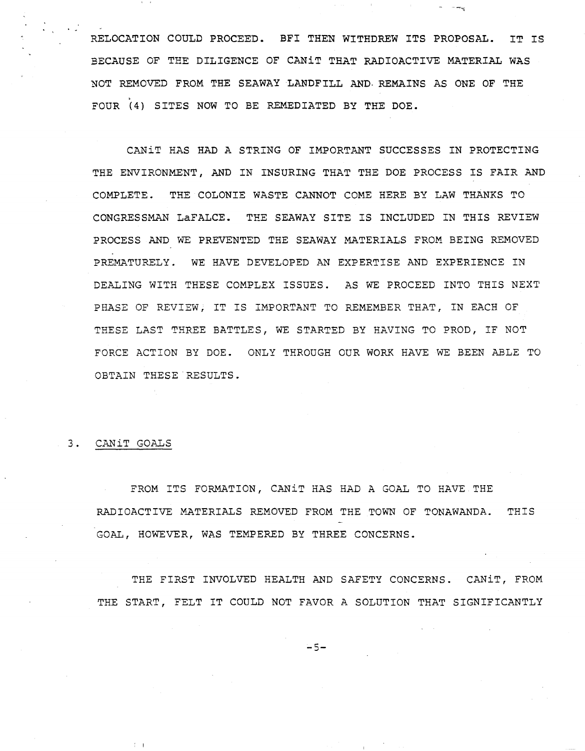RELOCATION COULD PROCEED. BFI THEN WITHDREW ITS PROPOSAL. IT IS BECAUSE OF THE DILIGENCE OF CANiT THAT RADIOACTIVE MATERIAL WAS NOT REMOVED FROM THE SEAWAY LANDFILL AND REMAINS AS ONE OF THE FOUR (4) SITES NOW TO BE REMEDIATED BY THE DOE.

CANiT HAS HAD A STRING OF IMPORTANT SUCCESSES IN PROTECTING THE ENVIRONMENT, AND IN INSURING THAT THE DOE PROCESS IS FAIR AND COMPLETE. THE COLONIE WASTE CANNOT COME HERE BY LAW THANKS TO CONGRESSMAN LaFALCE. THE SEAWAY SITE IS INCLUDED IN THIS REVIEW PROCESS AND WE PREVENTED THE SEAWAY MATERIALS FROM BEING REMOVED PREMATURELY. WE HAVE DEVELOPED AN EXPERTISE AND EXPERIENCE IN DEALING WITH THESE COMPLEX ISSUES. AS WE PROCEED INTO THIS NEXT PHASE OF REVIEW, IT IS IMPORTANT TO REMEMBER THAT, IN EACH OF THESE LAST THREE BATTLES, WE STARTED BY HAVING TO PROD, IF NOT FORCE ACTION BY DOE. ONLY THROUGH OUR WORK HAVE WE BEEN ABLE TO OBTAIN THESE RESULTS.

## 3. CANiT GOALS

FROM ITS FORMATION, CANiT HAS HAD A GOAL TO HAVE THE RADIOACTIVE MATERIALS REMOVED FROM THE TOWN OF TONAWANDA. THIS GOAL, HOWEVER, WAS TEMPERED BY THREE CONCERNS.

THE FIRST INVOLVED HEALTH AND SAFETY CONCERNS. CANiT, FROM THE START, FELT IT COULD NOT FAVOR A SOLUTION THAT SIGNIFICANTLY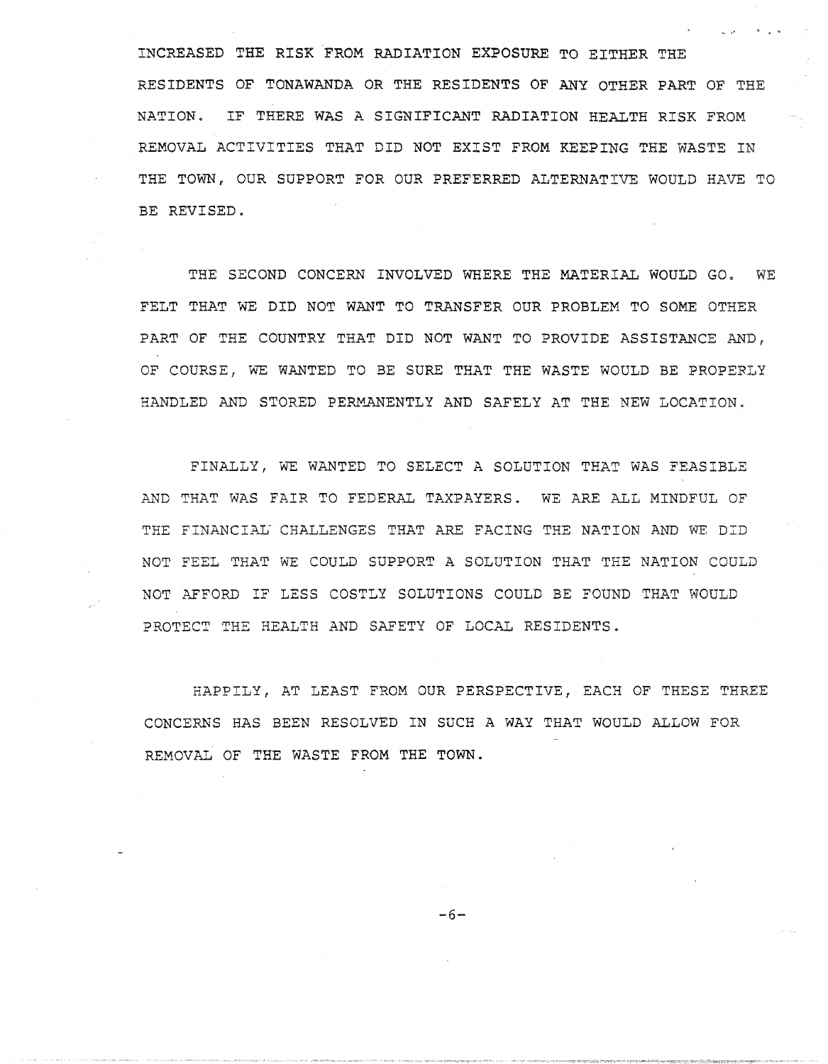INCREASED THE RISK FROM RADIATION EXPOSURE TO EITHER THE RESIDENTS OF TONAWANDA OR THE RESIDENTS OF ANY OTHER PART OF THE NATION. IF THERE WAS A SIGNIFICANT RADIATION HEALTH RISK FROM REMOVAL ACTIVITIES THAT DID NOT EXIST FROM KEEPING THE WASTE IN THE TOWN, OUR SUPPORT FOR OUR PREFERRED ALTERNATIVE WOULD HAVE TO BE REVISED.

THE SECOND CONCERN INVOLVED WHERE THE MATERIAL WOULD GO. WE FELT THAT WE DID NOT WANT TO TRANSFER OUR PROBLEM TO SOME OTHER PART OF THE COUNTRY THAT DID NOT WANT TO PROVIDE ASSISTANCE AND, OF COURSE, WE WANTED TO BE SURE THAT THE WASTE WOULD BE PROPERLY HANDLED AND STORED PERMANENTLY AND SAFELY AT THE NEW LOCATION.

FINALLY, WE WANTED TO SELECT A SOLUTION THAT WAS FEASIBLE AND THAT WAS FAIR TO FEDERAL TAXPAYERS. WE ARE ALL MINDFUL OF THE FINANCIAL CHALLENGES THAT ARE FACING THE NATION AND WE DID NOT FEEL THAT WE COULD SUPPORT A SOLUTION THAT THE NATION COULD NOT AFFORD IF LESS COSTLY SOLUTIONS COULD BE FOUND THAT WOULD PROTECT THE HEALTH AND SAFETY OF LOCAL RESIDENTS.

HAPPILY, AT LEAST FROM OUR PERSPECTIVE, EACH OF THESE THREE CONCERNS HAS BEEN RESOLVED IN SUCH A WAY THAT WOULD ALLOW FOR REMOVAL OF THE WASTE FROM THE TOWN.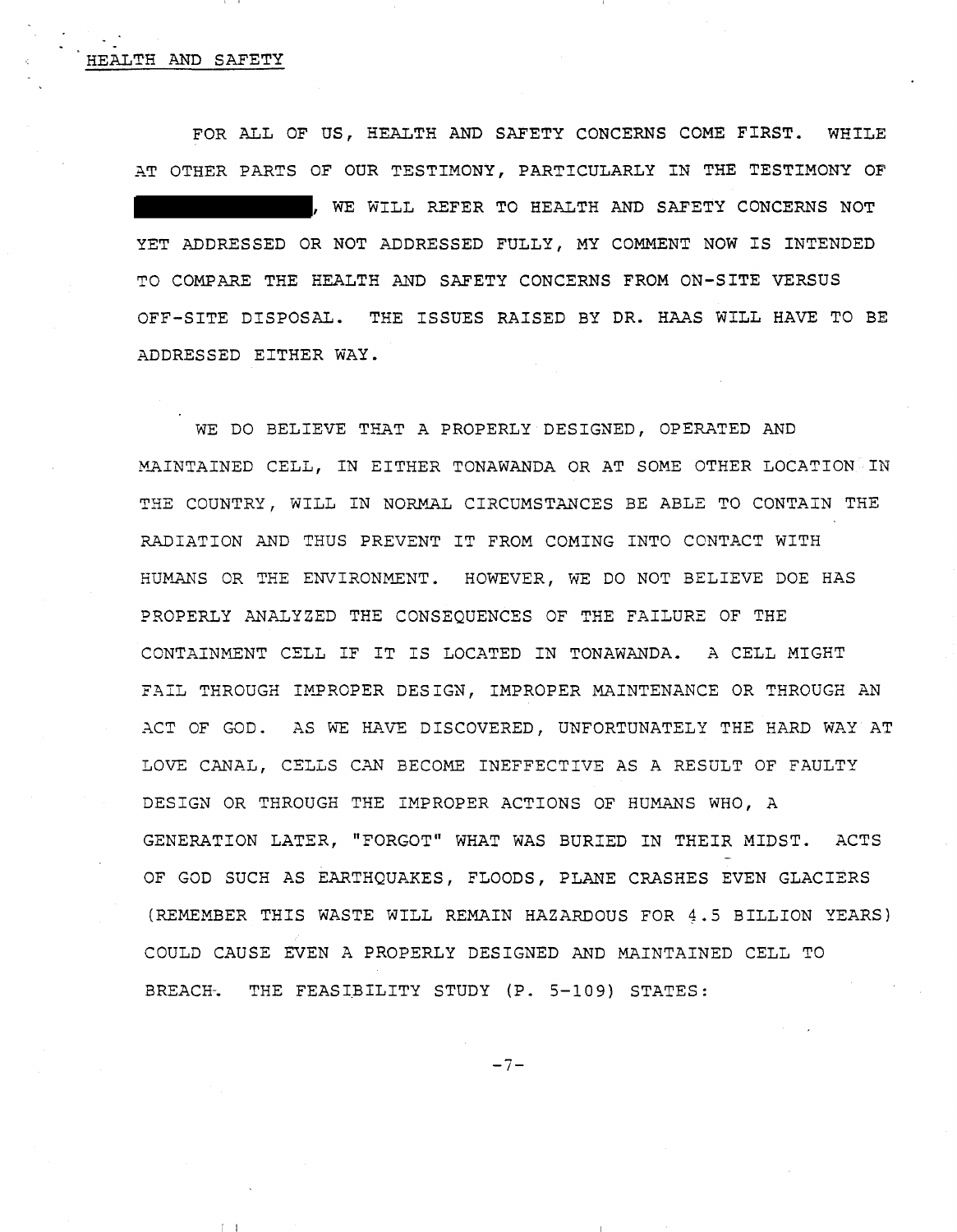HEALTH AND SAFETY

FOR ALL OF US, HEALTH AND SAFETY CONCERNS COME FIRST. WHILE AT OTHER PARTS OF OUR TESTIMONY, PARTICULARLY IN THE TESTIMONY OF ████████████, WE WILL REFER TO HEALTH AND SAFETY CONCERNS NOT YET ADDRESSED OR NOT ADDRESSED FULLY, MY COMMENT NOW IS INTENDED TO COMPARE THE HEALTH AND SAFETY CONCERNS FROM ON-SITE VERSUS OFF-SITE DISPOSAL. THE ISSUES RAISED BY DR. HAAS WILL HAVE TO BE ADDRESSED EITHER WAY.

WE DO BELIEVE THAT A PROPERLY DESIGNED, OPERATED AND MAINTAINED CELL, IN EITHER TONAWANDA OR AT SOME OTHER LOCATION IN THE COUNTRY, WILL IN NORMAL CIRCUMSTANCES BE ABLE TO CONTAIN THE RADIATION AND THUS PREVENT IT FROM COMING INTO CONTACT WITH HUMANS OR THE ENVIRONMENT. HOWEVER, WE DO NOT BELIEVE DOE HAS PROPERLY ANALYZED THE CONSEQUENCES OF THE FAILURE OF THE CONTAINMENT CELL IF IT IS LOCATED IN TONAWANDA. A CELL MIGHT FAIL THROUGH IMPROPER DESIGN, IMPROPER MAINTENANCE OR THROUGH AN ACT OF GOD. AS WE HAVE DISCOVERED, UNFORTUNATELY THE HARD WAY AT LOVE CANAL, CELLS CAN BECOME INEFFECTIVE AS A RESULT OF FAULTY DESIGN OR THROUGH THE IMPROPER ACTIONS OF HUMANS WHO, A GENERATION LATER, "FORGOT" WHAT WAS BURIED IN THEIR MIDST. ACTS OF GOD SUCH AS EARTHQUAKES, FLOODS, PLANE CRASHES EVEN GLACIERS (REMEMBER THIS WASTE WILL REMAIN HAZARDOUS FOR 4.5 BILLION YEARS) COULD CAUSE EVEN A PROPERLY DESIGNED AND MAINTAINED CELL TO BREACH. THE FEASIBILITY STUDY (P. 5-109) STATES: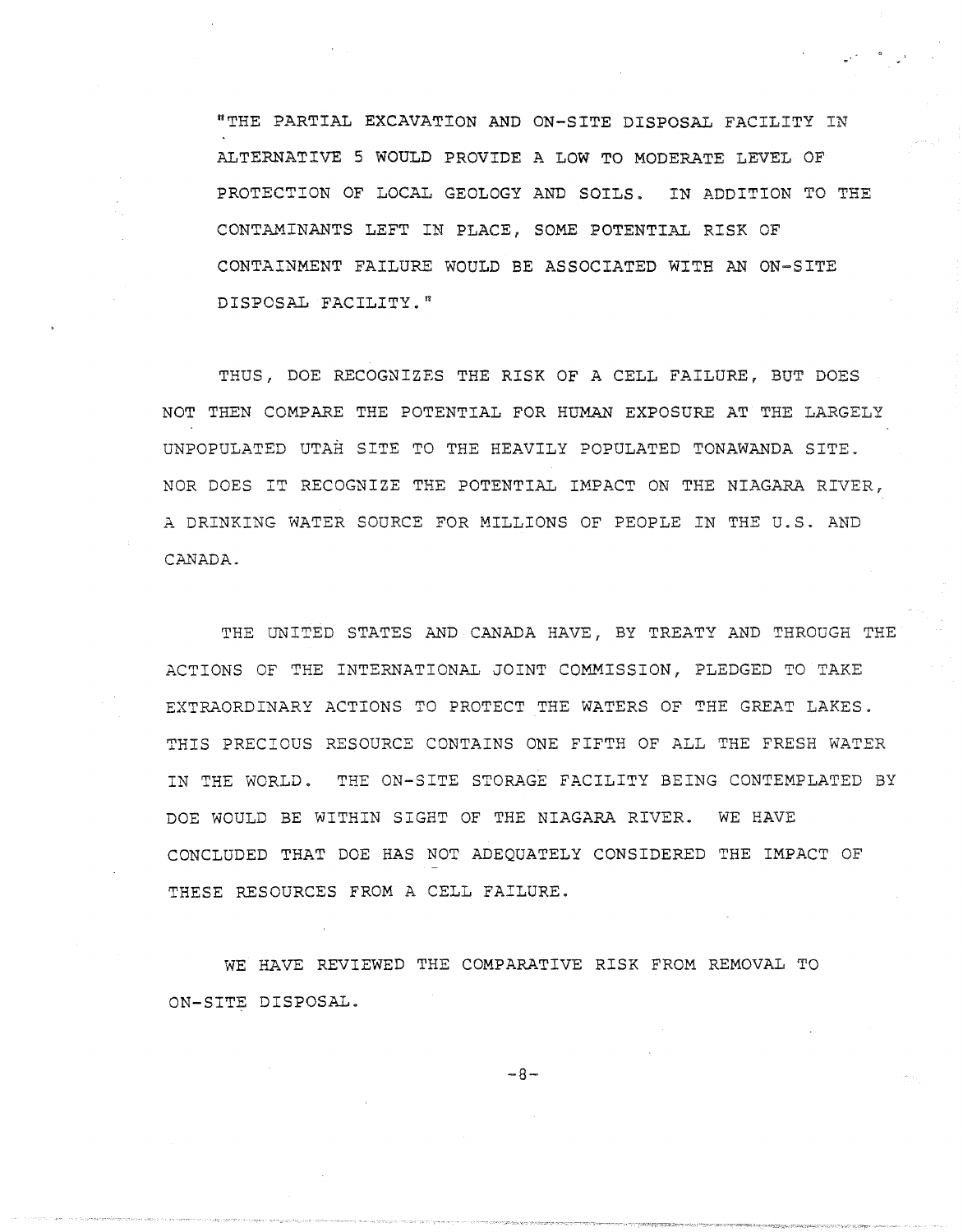"THE PARTIAL EXCAVATION AND ON-SITE DISPOSAL FACILITY IN ALTERNATIVE 5 WOULD PROVIDE A LOW TO MODERATE LEVEL OF PROTECTION OF LOCAL GEOLOGY AND SOILS. IN ADDITION TO THE CONTAMINANTS LEFT IN PLACE, SOME POTENTIAL RISK OF CONTAINMENT FAILURE WOULD BE ASSOCIATED WITH AN ON-SITE DISPOSAL FACILITY."

THUS, DOE RECOGNIZES THE RISK OF A CELL FAILURE, BUT DOES NOT THEN COMPARE THE POTENTIAL FOR HUMAN EXPOSURE AT THE LARGELY UNPOPULATED UTAH SITE TO THE HEAVILY POPULATED TONAWANDA SITE. NOR DOES IT RECOGNIZE THE POTENTIAL IMPACT ON THE NIAGARA RIVER, A DRINKING WATER SOURCE FOR MILLIONS OF PEOPLE IN THE U.S. AND CANADA.

THE UNITED STATES AND CANADA HAVE, BY TREATY AND THROUGH THE ACTIONS OF THE INTERNATIONAL JOINT COMMISSION, PLEDGED TO TAKE EXTRAORDINARY ACTIONS TO PROTECT THE WATERS OF THE GREAT LAKES. THIS PRECIOUS RESOURCE CONTAINS ONE FIFTH OF ALL THE FRESH WATER IN THE WORLD. THE ON-SITE STORAGE FACILITY BEING CONTEMPLATED BY DOE WOULD BE WITHIN SIGHT OF THE NIAGARA RIVER. WE HAVE CONCLUDED THAT DOE HAS NOT ADEQUATELY CONSIDERED THE IMPACT OF THESE RESOURCES FROM A CELL FAILURE.

WE HAVE REVIEWED THE COMPARATIVE RISK FROM REMOVAL TO ON-SITE DISPOSAL.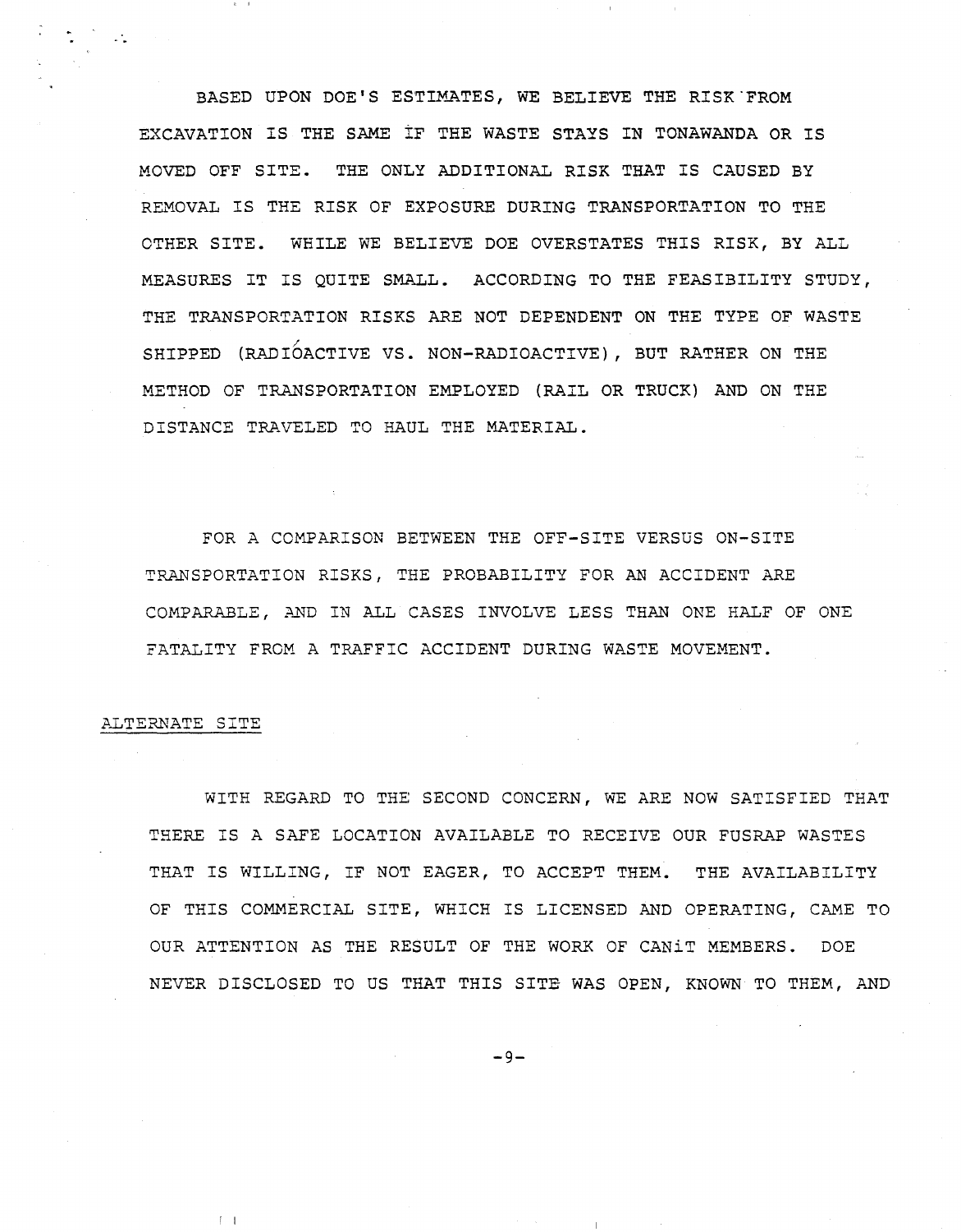BASED UPON DOE'S ESTIMATES, WE BELIEVE THE RISK FROM EXCAVATION IS THE SAME IF THE WASTE STAYS IN TONAWANDA OR IS MOVED OFF SITE. THE ONLY ADDITIONAL RISK THAT IS CAUSED BY REMOVAL IS THE RISK OF EXPOSURE DURING TRANSPORTATION TO THE OTHER SITE. WHILE WE BELIEVE DOE OVERSTATES THIS RISK, BY ALL MEASURES IT IS QUITE SMALL. ACCORDING TO THE FEASIBILITY STUDY, THE TRANSPORTATION RISKS ARE NOT DEPENDENT ON THE TYPE OF WASTE SHIPPED (RADIOACTIVE VS. NON-RADIOACTIVE), BUT RATHER ON THE METHOD OF TRANSPORTATION EMPLOYED (RAIL OR TRUCK) AND ON THE DISTANCE TRAVELED TO HAUL THE MATERIAL.

FOR A COMPARISON BETWEEN THE OFF-SITE VERSUS ON-SITE TRANSPORTATION RISKS, THE PROBABILITY FOR AN ACCIDENT ARE COMPARABLE, AND IN ALL CASES INVOLVE LESS THAN ONE HALF OF ONE FATALITY FROM A TRAFFIC ACCIDENT DURING WASTE MOVEMENT.

ALTERNATE SITE

WITH REGARD TO THE SECOND CONCERN, WE ARE NOW SATISFIED THAT THERE IS A SAFE LOCATION AVAILABLE TO RECEIVE OUR FUSRAP WASTES THAT IS WILLING, IF NOT EAGER, TO ACCEPT THEM. THE AVAILABILITY OF THIS COMMERCIAL SITE, WHICH IS LICENSED AND OPERATING, CAME TO OUR ATTENTION AS THE RESULT OF THE WORK OF CANiT MEMBERS. DOE NEVER DISCLOSED TO US THAT THIS SITE WAS OPEN, KNOWN TO THEM, AND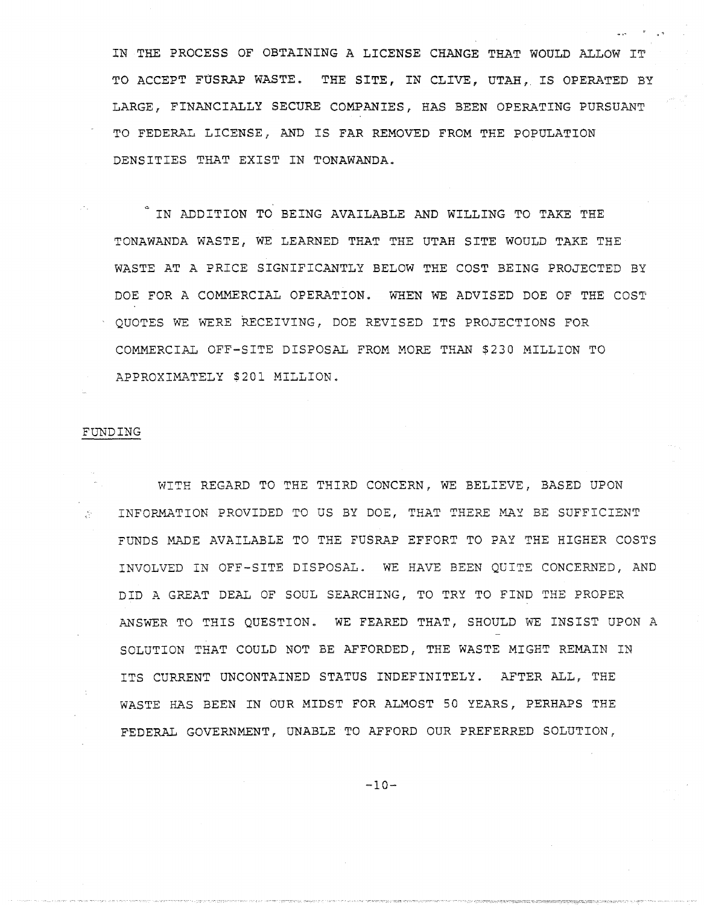IN THE PROCESS OF OBTAINING A LICENSE CHANGE THAT WOULD ALLOW IT TO ACCEPT FUSRAP WASTE. THE SITE, IN CLIVE, UTAH, IS OPERATED BY LARGE, FINANCIALLY SECURE COMPANIES, HAS BEEN OPERATING PURSUANT TO FEDERAL LICENSE, AND IS FAR REMOVED FROM THE POPULATION DENSITIES THAT EXIST IN TONAWANDA.

IN ADDITION TO BEING AVAILABLE AND WILLING TO TAKE THE TONAWANDA WASTE, WE LEARNED THAT THE UTAH SITE WOULD TAKE THE WASTE AT A PRICE SIGNIFICANTLY BELOW THE COST BEING PROJECTED BY DOE FOR A COMMERCIAL OPERATION. WHEN WE ADVISED DOE OF THE COST QUOTES WE WERE RECEIVING, DOE REVISED ITS PROJECTIONS FOR COMMERCIAL OFF-SITE DISPOSAL FROM MORE THAN $230 MILLION TO APPROXIMATELY $201 MILLION.

## FUNDING

WITH REGARD TO THE THIRD CONCERN, WE BELIEVE, BASED UPON INFORMATION PROVIDED TO US BY DOE, THAT THERE MAY BE SUFFICIENT FUNDS MADE AVAILABLE TO THE FUSRAP EFFORT TO PAY THE HIGHER COSTS INVOLVED IN OFF-SITE DISPOSAL. WE HAVE BEEN QUITE CONCERNED, AND DID A GREAT DEAL OF SOUL SEARCHING, TO TRY TO FIND THE PROPER ANSWER TO THIS QUESTION. WE FEARED THAT, SHOULD WE INSIST UPON A SOLUTION THAT COULD NOT BE AFFORDED, THE WASTE MIGHT REMAIN IN ITS CURRENT UNCONTAINED STATUS INDEFINITELY. AFTER ALL, THE WASTE HAS BEEN IN OUR MIDST FOR ALMOST 50 YEARS, PERHAPS THE FEDERAL GOVERNMENT, UNABLE TO AFFORD OUR PREFERRED SOLUTION,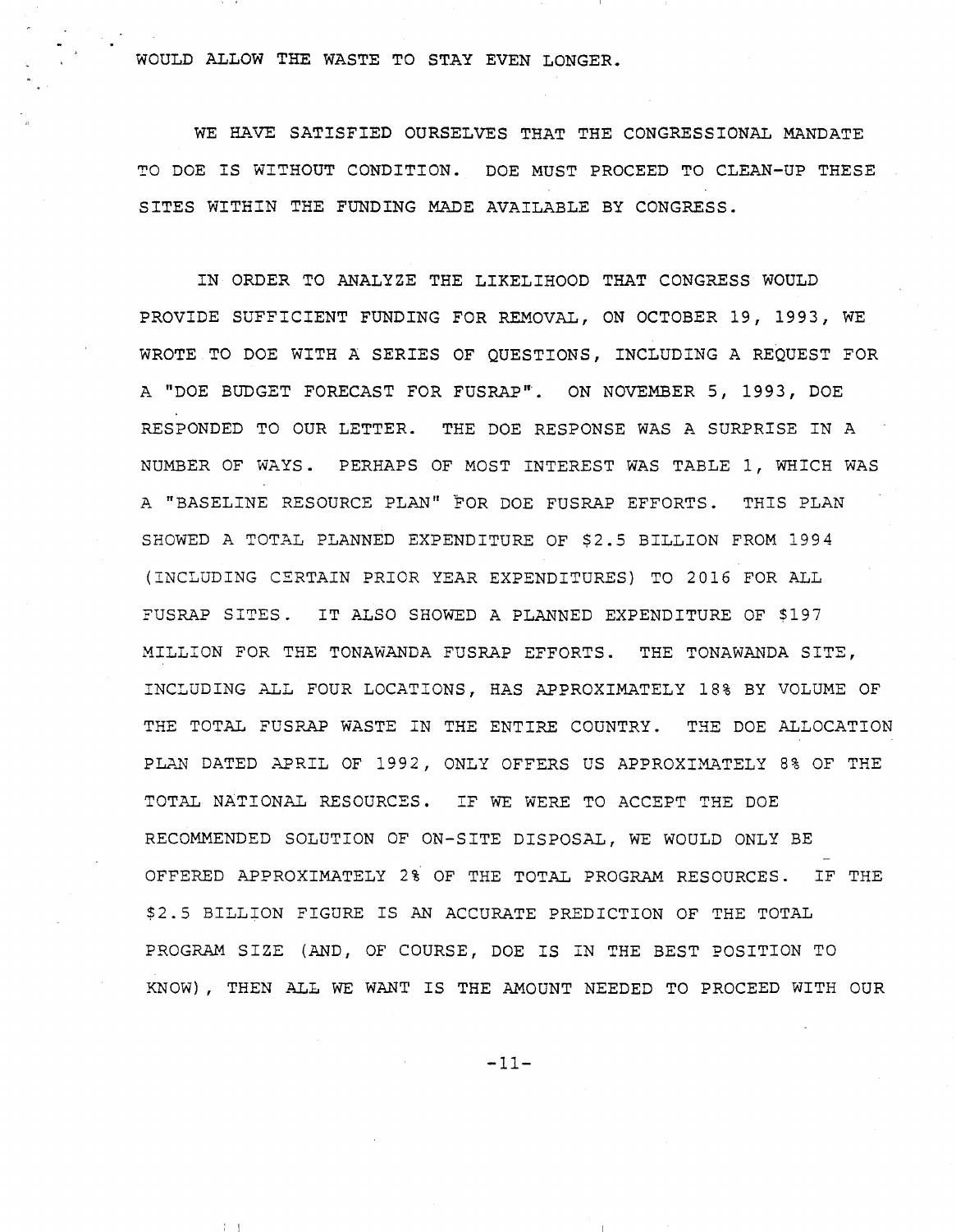WOULD ALLOW THE WASTE TO STAY EVEN LONGER.

WE HAVE SATISFIED OURSELVES THAT THE CONGRESSIONAL MANDATE TO DOE IS WITHOUT CONDITION. DOE MUST PROCEED TO CLEAN-UP THESE SITES WITHIN THE FUNDING MADE AVAILABLE BY CONGRESS.

IN ORDER TO ANALYZE THE LIKELIHOOD THAT CONGRESS WOULD PROVIDE SUFFICIENT FUNDING FOR REMOVAL, ON OCTOBER 19, 1993, WE WROTE TO DOE WITH A SERIES OF QUESTIONS, INCLUDING A REQUEST FOR A "DOE BUDGET FORECAST FOR FUSRAP". ON NOVEMBER 5, 1993, DOE RESPONDED TO OUR LETTER. THE DOE RESPONSE WAS A SURPRISE IN A NUMBER OF WAYS. PERHAPS OF MOST INTEREST WAS TABLE 1, WHICH WAS A "BASELINE RESOURCE PLAN" FOR DOE FUSRAP EFFORTS. THIS PLAN SHOWED A TOTAL PLANNED EXPENDITURE OF $2.5 BILLION FROM 1994 (INCLUDING CERTAIN PRIOR YEAR EXPENDITURES) TO 2016 FOR ALL FUSRAP SITES. IT ALSO SHOWED A PLANNED EXPENDITURE OF $197 MILLION FOR THE TONAWANDA FUSRAP EFFORTS. THE TONAWANDA SITE, INCLUDING ALL FOUR LOCATIONS, HAS APPROXIMATELY 18% BY VOLUME OF THE TOTAL FUSRAP WASTE IN THE ENTIRE COUNTRY. THE DOE ALLOCATION PLAN DATED APRIL OF 1992, ONLY OFFERS US APPROXIMATELY 8% OF THE TOTAL NATIONAL RESOURCES. IF WE WERE TO ACCEPT THE DOE RECOMMENDED SOLUTION OF ON-SITE DISPOSAL, WE WOULD ONLY BE OFFERED APPROXIMATELY 2% OF THE TOTAL PROGRAM RESOURCES. IF THE $2.5 BILLION FIGURE IS AN ACCURATE PREDICTION OF THE TOTAL PROGRAM SIZE (AND, OF COURSE, DOE IS IN THE BEST POSITION TO KNOW), THEN ALL WE WANT IS THE AMOUNT NEEDED TO PROCEED WITH OUR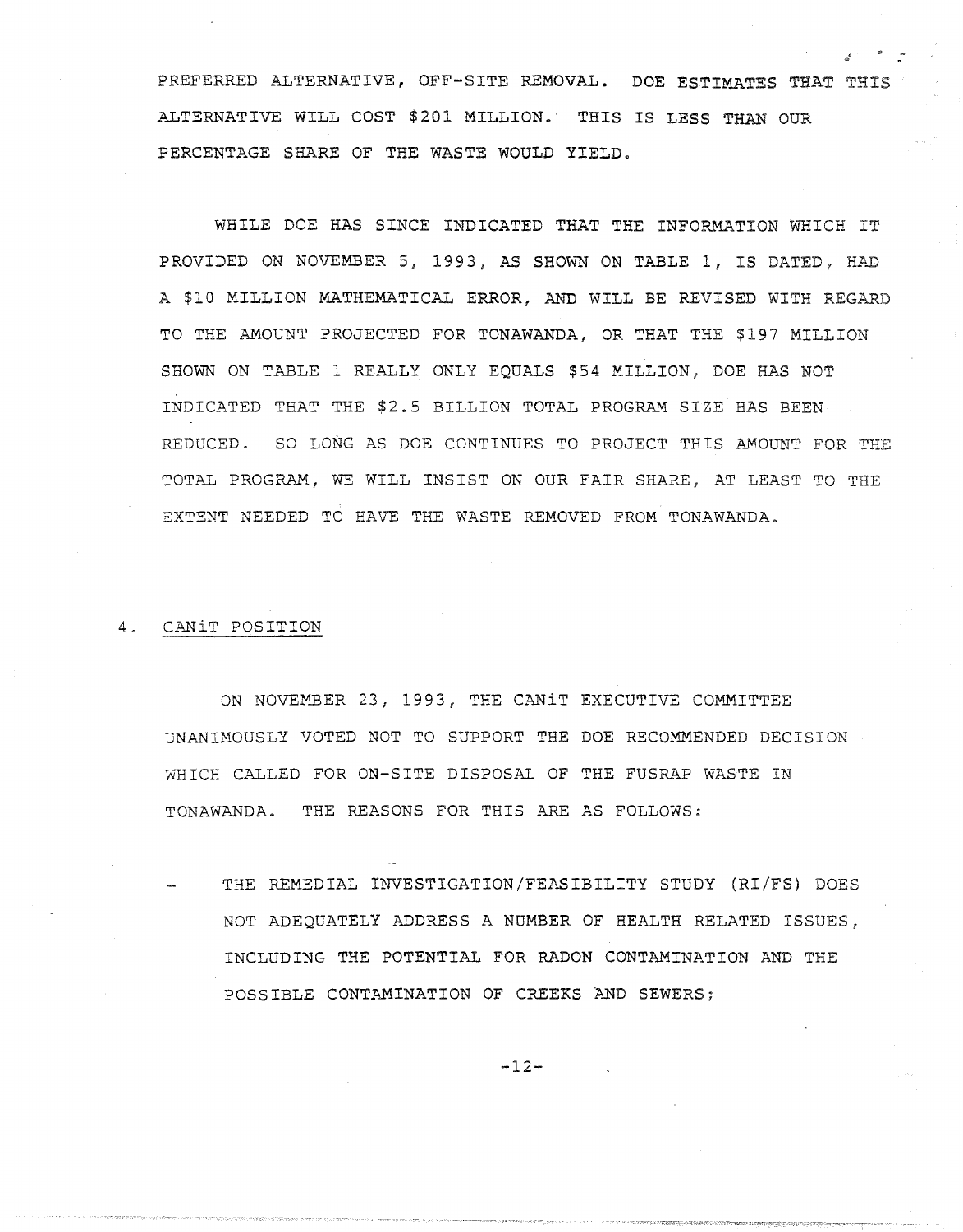PREFERRED ALTERNATIVE, OFF-SITE REMOVAL. DOE ESTIMATES THAT THIS ALTERNATIVE WILL COST $201 MILLION. THIS IS LESS THAN OUR PERCENTAGE SHARE OF THE WASTE WOULD YIELD.

WHILE DOE HAS SINCE INDICATED THAT THE INFORMATION WHICH IT PROVIDED ON NOVEMBER 5, 1993, AS SHOWN ON TABLE 1, IS DATED, HAD A $10 MILLION MATHEMATICAL ERROR, AND WILL BE REVISED WITH REGARD TO THE AMOUNT PROJECTED FOR TONAWANDA, OR THAT THE $197 MILLION SHOWN ON TABLE 1 REALLY ONLY EQUALS $54 MILLION, DOE HAS NOT INDICATED THAT THE $2.5 BILLION TOTAL PROGRAM SIZE HAS BEEN REDUCED. SO LONG AS DOE CONTINUES TO PROJECT THIS AMOUNT FOR THE TOTAL PROGRAM, WE WILL INSIST ON OUR FAIR SHARE, AT LEAST TO THE EXTENT NEEDED TO HAVE THE WASTE REMOVED FROM TONAWANDA.

## 4. CANiT POSITION

ON NOVEMBER 23, 1993, THE CANiT EXECUTIVE COMMITTEE UNANIMOUSLY VOTED NOT TO SUPPORT THE DOE RECOMMENDED DECISION WHICH CALLED FOR ON-SITE DISPOSAL OF THE FUSRAP WASTE IN TONAWANDA. THE REASONS FOR THIS ARE AS FOLLOWS:

- THE REMEDIAL INVESTIGATION/FEASIBILITY STUDY (RI/FS) DOES NOT ADEQUATELY ADDRESS A NUMBER OF HEALTH RELATED ISSUES, INCLUDING THE POTENTIAL FOR RADON CONTAMINATION AND THE POSSIBLE CONTAMINATION OF CREEKS AND SEWERS;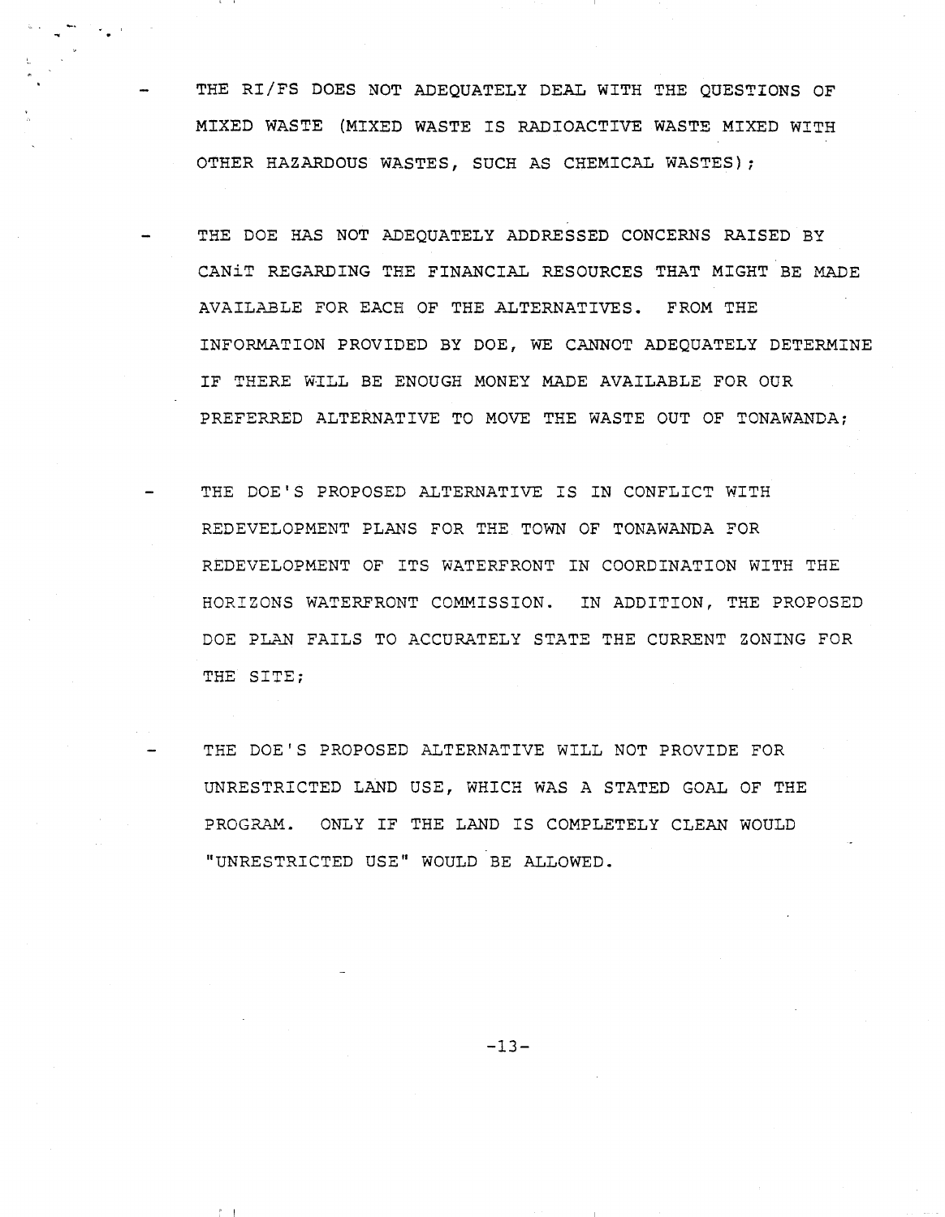- THE RI/FS DOES NOT ADEQUATELY DEAL WITH THE QUESTIONS OF MIXED WASTE (MIXED WASTE IS RADIOACTIVE WASTE MIXED WITH OTHER HAZARDOUS WASTES, SUCH AS CHEMICAL WASTES);

- THE DOE HAS NOT ADEQUATELY ADDRESSED CONCERNS RAISED BY CANiT REGARDING THE FINANCIAL RESOURCES THAT MIGHT BE MADE AVAILABLE FOR EACH OF THE ALTERNATIVES. FROM THE INFORMATION PROVIDED BY DOE, WE CANNOT ADEQUATELY DETERMINE IF THERE WILL BE ENOUGH MONEY MADE AVAILABLE FOR OUR PREFERRED ALTERNATIVE TO MOVE THE WASTE OUT OF TONAWANDA;

- THE DOE'S PROPOSED ALTERNATIVE IS IN CONFLICT WITH REDEVELOPMENT PLANS FOR THE TOWN OF TONAWANDA FOR REDEVELOPMENT OF ITS WATERFRONT IN COORDINATION WITH THE HORIZONS WATERFRONT COMMISSION. IN ADDITION, THE PROPOSED DOE PLAN FAILS TO ACCURATELY STATE THE CURRENT ZONING FOR THE SITE;

- THE DOE'S PROPOSED ALTERNATIVE WILL NOT PROVIDE FOR UNRESTRICTED LAND USE, WHICH WAS A STATED GOAL OF THE PROGRAM. ONLY IF THE LAND IS COMPLETELY CLEAN WOULD "UNRESTRICTED USE" WOULD BE ALLOWED.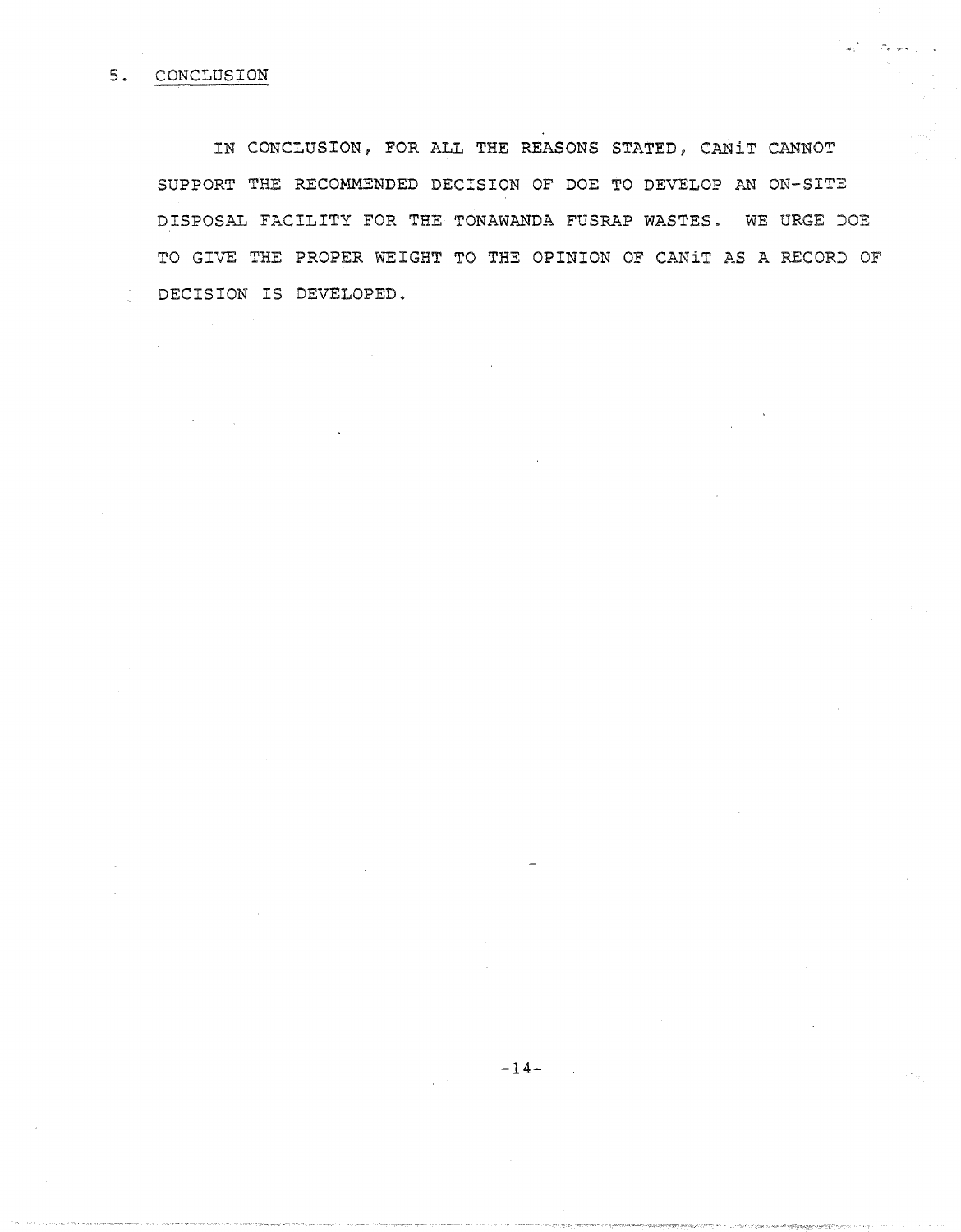## 5. CONCLUSION

IN CONCLUSION, FOR ALL THE REASONS STATED, CANiT CANNOT SUPPORT THE RECOMMENDED DECISION OF DOE TO DEVELOP AN ON-SITE DISPOSAL FACILITY FOR THE TONAWANDA FUSRAP WASTES. WE URGE DOE TO GIVE THE PROPER WEIGHT TO THE OPINION OF CANiT AS A RECORD OF DECISION IS DEVELOPED.